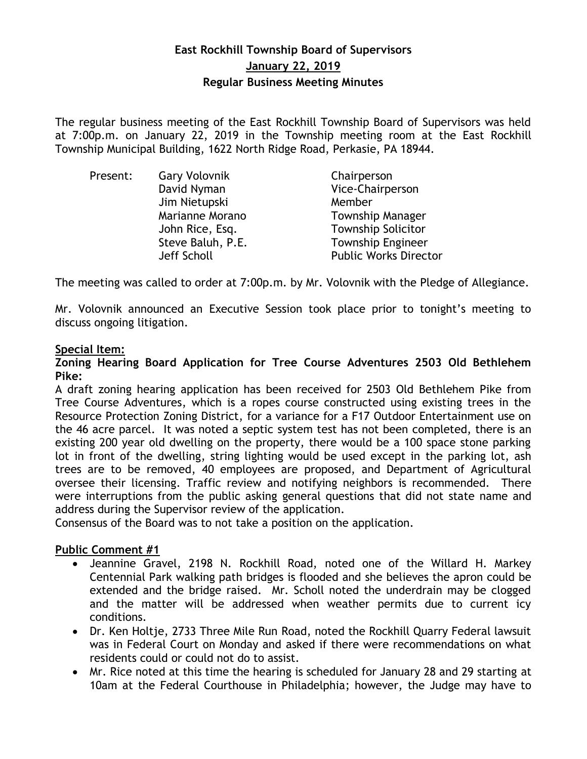# East Rockhill Township Board of Supervisors
## January 22, 2019
### Regular Business Meeting Minutes

The regular business meeting of the East Rockhill Township Board of Supervisors was held at 7:00p.m. on January 22, 2019 in the Township meeting room at the East Rockhill Township Municipal Building, 1622 North Ridge Road, Perkasie, PA 18944.

| Present: | Gary Volovnik | Chairperson |
|---|---|---|
| | David Nyman | Vice-Chairperson |
| | Jim Nietupski | Member |
| | Marianne Morano | Township Manager |
| | John Rice, Esq. | Township Solicitor |
| | Steve Baluh, P.E. | Township Engineer |
| | Jeff Scholl | Public Works Director |

The meeting was called to order at 7:00p.m. by Mr. Volovnik with the Pledge of Allegiance.

Mr. Volovnik announced an Executive Session took place prior to tonight's meeting to discuss ongoing litigation.

**Special Item:**

**Zoning Hearing Board Application for Tree Course Adventures 2503 Old Bethlehem Pike:**

A draft zoning hearing application has been received for 2503 Old Bethlehem Pike from Tree Course Adventures, which is a ropes course constructed using existing trees in the Resource Protection Zoning District, for a variance for a F17 Outdoor Entertainment use on the 46 acre parcel. It was noted a septic system test has not been completed, there is an existing 200 year old dwelling on the property, there would be a 100 space stone parking lot in front of the dwelling, string lighting would be used except in the parking lot, ash trees are to be removed, 40 employees are proposed, and Department of Agricultural oversee their licensing. Traffic review and notifying neighbors is recommended. There were interruptions from the public asking general questions that did not state name and address during the Supervisor review of the application.

Consensus of the Board was to not take a position on the application.

**Public Comment #1**

- Jeannine Gravel, 2198 N. Rockhill Road, noted one of the Willard H. Markey Centennial Park walking path bridges is flooded and she believes the apron could be extended and the bridge raised. Mr. Scholl noted the underdrain may be clogged and the matter will be addressed when weather permits due to current icy conditions.
- Dr. Ken Holtje, 2733 Three Mile Run Road, noted the Rockhill Quarry Federal lawsuit was in Federal Court on Monday and asked if there were recommendations on what residents could or could not do to assist.
- Mr. Rice noted at this time the hearing is scheduled for January 28 and 29 starting at 10am at the Federal Courthouse in Philadelphia; however, the Judge may have to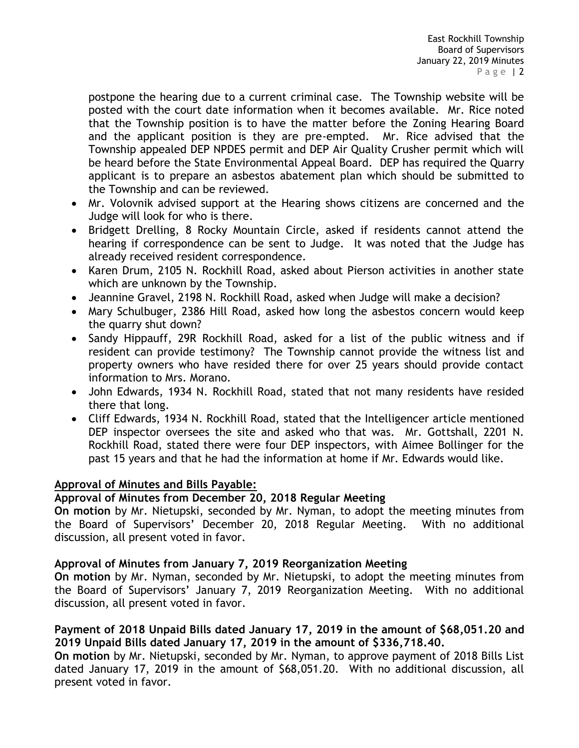postpone the hearing due to a current criminal case. The Township website will be posted with the court date information when it becomes available. Mr. Rice noted that the Township position is to have the matter before the Zoning Hearing Board and the applicant position is they are pre-empted. Mr. Rice advised that the Township appealed DEP NPDES permit and DEP Air Quality Crusher permit which will be heard before the State Environmental Appeal Board. DEP has required the Quarry applicant is to prepare an asbestos abatement plan which should be submitted to the Township and can be reviewed.

- Mr. Volovnik advised support at the Hearing shows citizens are concerned and the Judge will look for who is there.
- Bridgett Drelling, 8 Rocky Mountain Circle, asked if residents cannot attend the hearing if correspondence can be sent to Judge. It was noted that the Judge has already received resident correspondence.
- Karen Drum, 2105 N. Rockhill Road, asked about Pierson activities in another state which are unknown by the Township.
- Jeannine Gravel, 2198 N. Rockhill Road, asked when Judge will make a decision?
- Mary Schulbuger, 2386 Hill Road, asked how long the asbestos concern would keep the quarry shut down?
- Sandy Hippauff, 29R Rockhill Road, asked for a list of the public witness and if resident can provide testimony? The Township cannot provide the witness list and property owners who have resided there for over 25 years should provide contact information to Mrs. Morano.
- John Edwards, 1934 N. Rockhill Road, stated that not many residents have resided there that long.
- Cliff Edwards, 1934 N. Rockhill Road, stated that the Intelligencer article mentioned DEP inspector oversees the site and asked who that was. Mr. Gottshall, 2201 N. Rockhill Road, stated there were four DEP inspectors, with Aimee Bollinger for the past 15 years and that he had the information at home if Mr. Edwards would like.

## Approval of Minutes and Bills Payable:

### Approval of Minutes from December 20, 2018 Regular Meeting

**On motion** by Mr. Nietupski, seconded by Mr. Nyman, to adopt the meeting minutes from the Board of Supervisors' December 20, 2018 Regular Meeting. With no additional discussion, all present voted in favor.

### Approval of Minutes from January 7, 2019 Reorganization Meeting

**On motion** by Mr. Nyman, seconded by Mr. Nietupski, to adopt the meeting minutes from the Board of Supervisors' January 7, 2019 Reorganization Meeting. With no additional discussion, all present voted in favor.

### Payment of 2018 Unpaid Bills dated January 17, 2019 in the amount of $68,051.20 and 2019 Unpaid Bills dated January 17, 2019 in the amount of $336,718.40.

**On motion** by Mr. Nietupski, seconded by Mr. Nyman, to approve payment of 2018 Bills List dated January 17, 2019 in the amount of $68,051.20. With no additional discussion, all present voted in favor.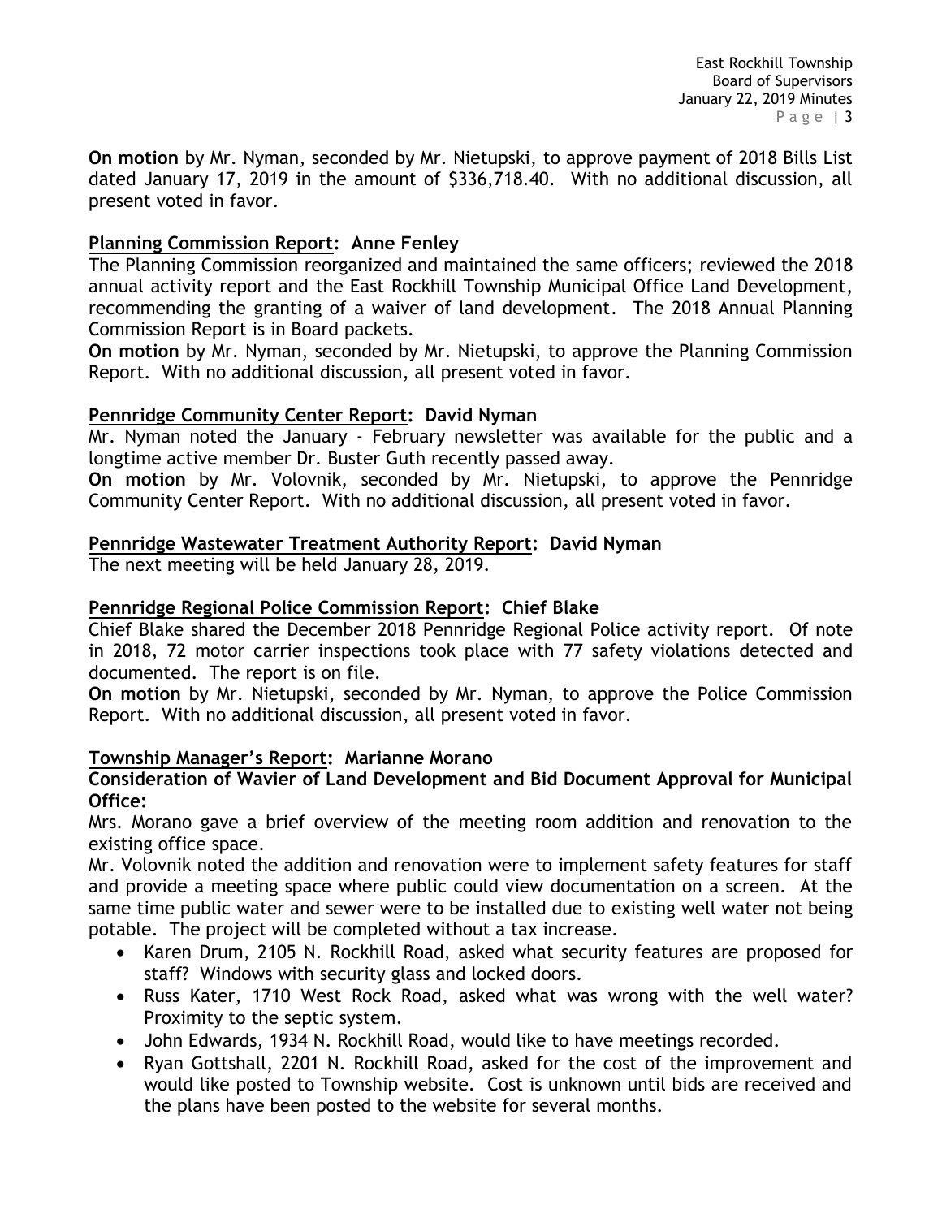**On motion** by Mr. Nyman, seconded by Mr. Nietupski, to approve payment of 2018 Bills List dated January 17, 2019 in the amount of $336,718.40. With no additional discussion, all present voted in favor.

**Planning Commission Report: Anne Fenley**

The Planning Commission reorganized and maintained the same officers; reviewed the 2018 annual activity report and the East Rockhill Township Municipal Office Land Development, recommending the granting of a waiver of land development. The 2018 Annual Planning Commission Report is in Board packets.

**On motion** by Mr. Nyman, seconded by Mr. Nietupski, to approve the Planning Commission Report. With no additional discussion, all present voted in favor.

**Pennridge Community Center Report: David Nyman**

Mr. Nyman noted the January - February newsletter was available for the public and a longtime active member Dr. Buster Guth recently passed away.

**On motion** by Mr. Volovnik, seconded by Mr. Nietupski, to approve the Pennridge Community Center Report. With no additional discussion, all present voted in favor.

**Pennridge Wastewater Treatment Authority Report: David Nyman**

The next meeting will be held January 28, 2019.

**Pennridge Regional Police Commission Report: Chief Blake**

Chief Blake shared the December 2018 Pennridge Regional Police activity report. Of note in 2018, 72 motor carrier inspections took place with 77 safety violations detected and documented. The report is on file.

**On motion** by Mr. Nietupski, seconded by Mr. Nyman, to approve the Police Commission Report. With no additional discussion, all present voted in favor.

**Township Manager's Report: Marianne Morano**

**Consideration of Wavier of Land Development and Bid Document Approval for Municipal Office:**

Mrs. Morano gave a brief overview of the meeting room addition and renovation to the existing office space.

Mr. Volovnik noted the addition and renovation were to implement safety features for staff and provide a meeting space where public could view documentation on a screen. At the same time public water and sewer were to be installed due to existing well water not being potable. The project will be completed without a tax increase.

- Karen Drum, 2105 N. Rockhill Road, asked what security features are proposed for staff? Windows with security glass and locked doors.
- Russ Kater, 1710 West Rock Road, asked what was wrong with the well water? Proximity to the septic system.
- John Edwards, 1934 N. Rockhill Road, would like to have meetings recorded.
- Ryan Gottshall, 2201 N. Rockhill Road, asked for the cost of the improvement and would like posted to Township website. Cost is unknown until bids are received and the plans have been posted to the website for several months.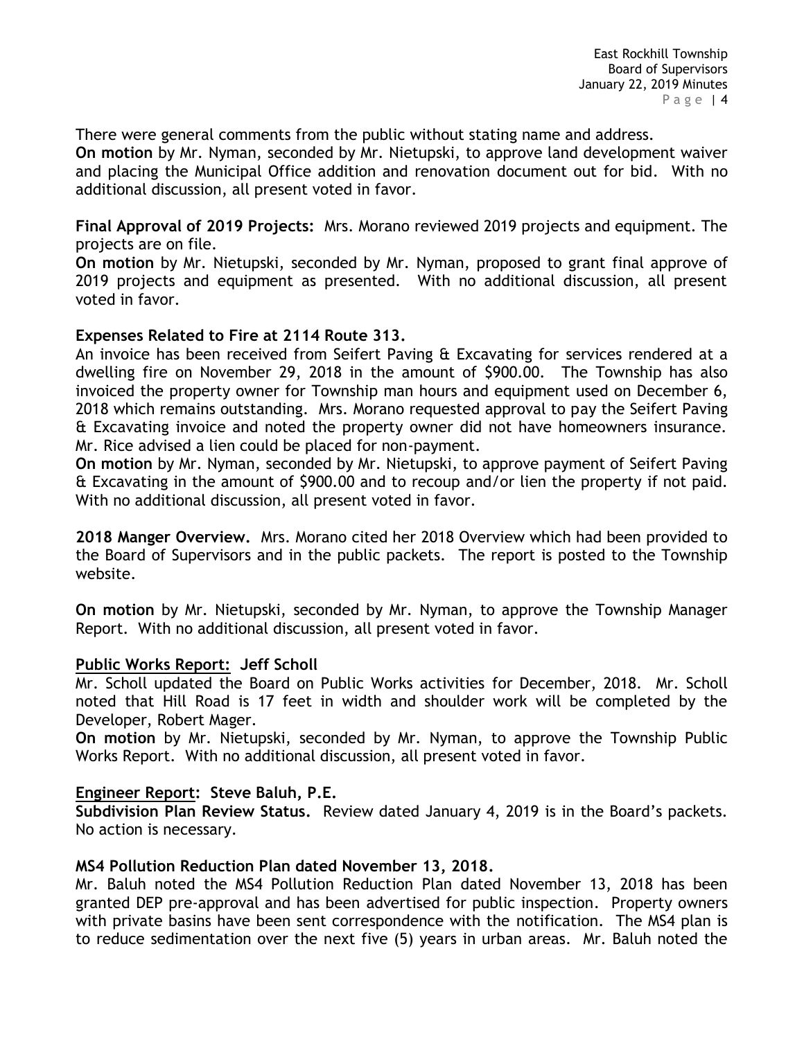There were general comments from the public without stating name and address.

**On motion** by Mr. Nyman, seconded by Mr. Nietupski, to approve land development waiver and placing the Municipal Office addition and renovation document out for bid. With no additional discussion, all present voted in favor.

**Final Approval of 2019 Projects:** Mrs. Morano reviewed 2019 projects and equipment. The projects are on file.

**On motion** by Mr. Nietupski, seconded by Mr. Nyman, proposed to grant final approve of 2019 projects and equipment as presented. With no additional discussion, all present voted in favor.

**Expenses Related to Fire at 2114 Route 313.**

An invoice has been received from Seifert Paving & Excavating for services rendered at a dwelling fire on November 29, 2018 in the amount of $900.00. The Township has also invoiced the property owner for Township man hours and equipment used on December 6, 2018 which remains outstanding. Mrs. Morano requested approval to pay the Seifert Paving & Excavating invoice and noted the property owner did not have homeowners insurance. Mr. Rice advised a lien could be placed for non-payment.

**On motion** by Mr. Nyman, seconded by Mr. Nietupski, to approve payment of Seifert Paving & Excavating in the amount of $900.00 and to recoup and/or lien the property if not paid. With no additional discussion, all present voted in favor.

**2018 Manger Overview.** Mrs. Morano cited her 2018 Overview which had been provided to the Board of Supervisors and in the public packets. The report is posted to the Township website.

**On motion** by Mr. Nietupski, seconded by Mr. Nyman, to approve the Township Manager Report. With no additional discussion, all present voted in favor.

## Public Works Report: Jeff Scholl

Mr. Scholl updated the Board on Public Works activities for December, 2018. Mr. Scholl noted that Hill Road is 17 feet in width and shoulder work will be completed by the Developer, Robert Mager.

**On motion** by Mr. Nietupski, seconded by Mr. Nyman, to approve the Township Public Works Report. With no additional discussion, all present voted in favor.

## Engineer Report: Steve Baluh, P.E.

**Subdivision Plan Review Status.** Review dated January 4, 2019 is in the Board's packets. No action is necessary.

**MS4 Pollution Reduction Plan dated November 13, 2018.**

Mr. Baluh noted the MS4 Pollution Reduction Plan dated November 13, 2018 has been granted DEP pre-approval and has been advertised for public inspection. Property owners with private basins have been sent correspondence with the notification. The MS4 plan is to reduce sedimentation over the next five (5) years in urban areas. Mr. Baluh noted the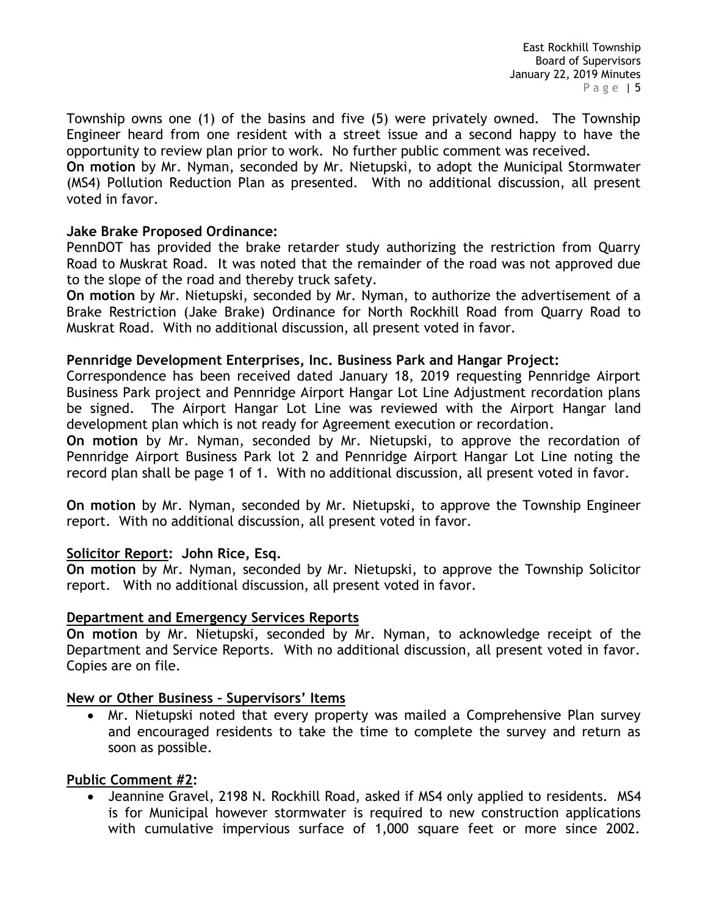Township owns one (1) of the basins and five (5) were privately owned. The Township Engineer heard from one resident with a street issue and a second happy to have the opportunity to review plan prior to work. No further public comment was received.

**On motion** by Mr. Nyman, seconded by Mr. Nietupski, to adopt the Municipal Stormwater (MS4) Pollution Reduction Plan as presented. With no additional discussion, all present voted in favor.

**Jake Brake Proposed Ordinance:**

PennDOT has provided the brake retarder study authorizing the restriction from Quarry Road to Muskrat Road. It was noted that the remainder of the road was not approved due to the slope of the road and thereby truck safety.

**On motion** by Mr. Nietupski, seconded by Mr. Nyman, to authorize the advertisement of a Brake Restriction (Jake Brake) Ordinance for North Rockhill Road from Quarry Road to Muskrat Road. With no additional discussion, all present voted in favor.

**Pennridge Development Enterprises, Inc. Business Park and Hangar Project:**

Correspondence has been received dated January 18, 2019 requesting Pennridge Airport Business Park project and Pennridge Airport Hangar Lot Line Adjustment recordation plans be signed. The Airport Hangar Lot Line was reviewed with the Airport Hangar land development plan which is not ready for Agreement execution or recordation.

**On motion** by Mr. Nyman, seconded by Mr. Nietupski, to approve the recordation of Pennridge Airport Business Park lot 2 and Pennridge Airport Hangar Lot Line noting the record plan shall be page 1 of 1. With no additional discussion, all present voted in favor.

**On motion** by Mr. Nyman, seconded by Mr. Nietupski, to approve the Township Engineer report. With no additional discussion, all present voted in favor.

## Solicitor Report: John Rice, Esq.

**On motion** by Mr. Nyman, seconded by Mr. Nietupski, to approve the Township Solicitor report. With no additional discussion, all present voted in favor.

## Department and Emergency Services Reports

**On motion** by Mr. Nietupski, seconded by Mr. Nyman, to acknowledge receipt of the Department and Service Reports. With no additional discussion, all present voted in favor. Copies are on file.

## New or Other Business – Supervisors' Items

- Mr. Nietupski noted that every property was mailed a Comprehensive Plan survey and encouraged residents to take the time to complete the survey and return as soon as possible.

## Public Comment #2:

- Jeannine Gravel, 2198 N. Rockhill Road, asked if MS4 only applied to residents. MS4 is for Municipal however stormwater is required to new construction applications with cumulative impervious surface of 1,000 square feet or more since 2002.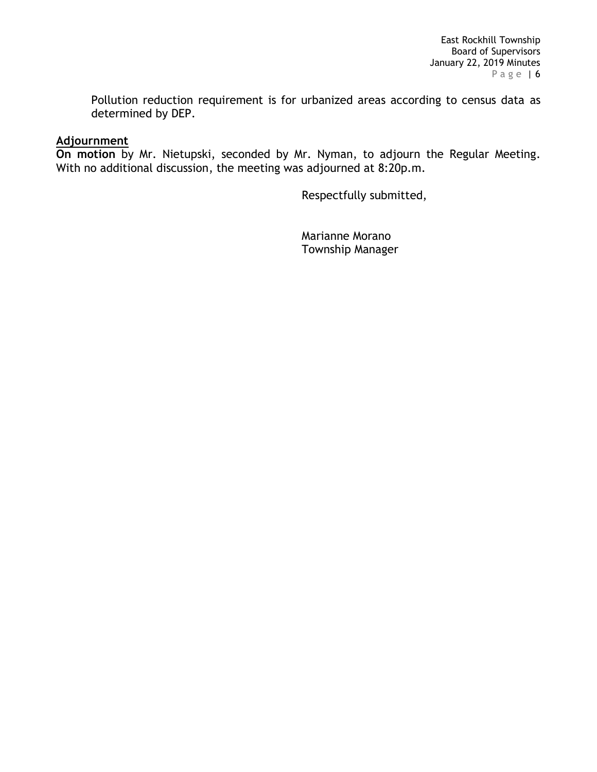Pollution reduction requirement is for urbanized areas according to census data as determined by DEP.

**Adjournment**

**On motion** by Mr. Nietupski, seconded by Mr. Nyman, to adjourn the Regular Meeting. With no additional discussion, the meeting was adjourned at 8:20p.m.

Respectfully submitted,

Marianne Morano
Township Manager